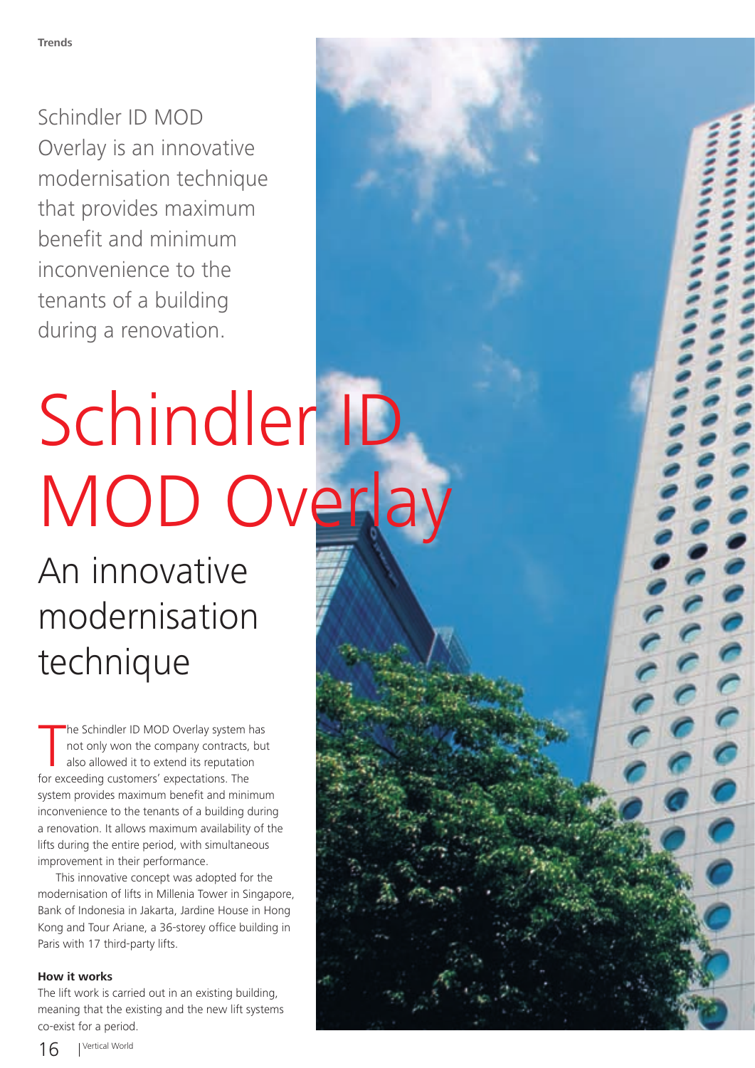Schindler ID MOD Overlay is an innovative modernisation technique that provides maximum benefit and minimum inconvenience to the tenants of a building during a renovation.

# Schindler ID MOD Overlay

## An innovative modernisation technique

The Schindler ID MOD Overlay system has not only won the company contracts, but also allowed it to extend its reputation for exceeding customers' expectations. The system provides maximum benefit and minimum inconvenience to the tenants of a building during a renovation. It allows maximum availability of the lifts during the entire period, with simultaneous improvement in their performance.

This innovative concept was adopted for the modernisation of lifts in Millenia Tower in Singapore, Bank of Indonesia in Jakarta, Jardine House in Hong Kong and Tour Ariane, a 36-storey office building in Paris with 17 third-party lifts.

**How it works**

The lift work is carried out in an existing building, meaning that the existing and the new lift systems co-exist for a period.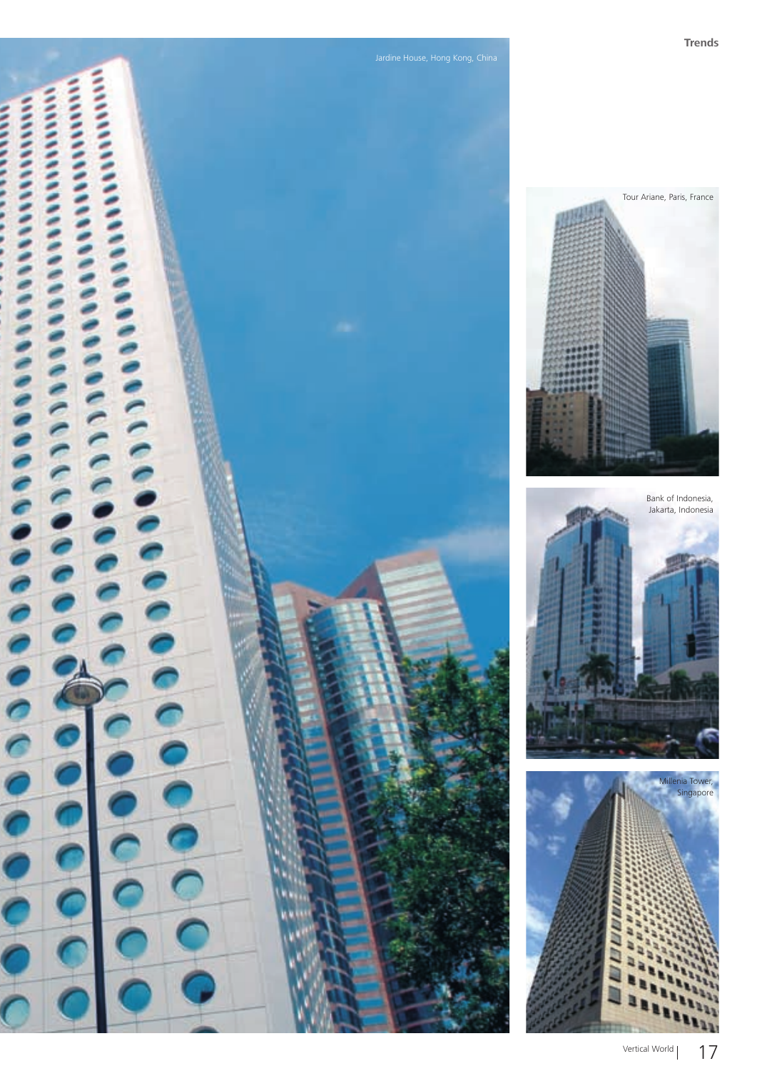Jardine House, Hong Kong, China

Tour Ariane, Paris, France

Bank of Indonesia, Jakarta, Indonesia

Millenia Tower, Singapore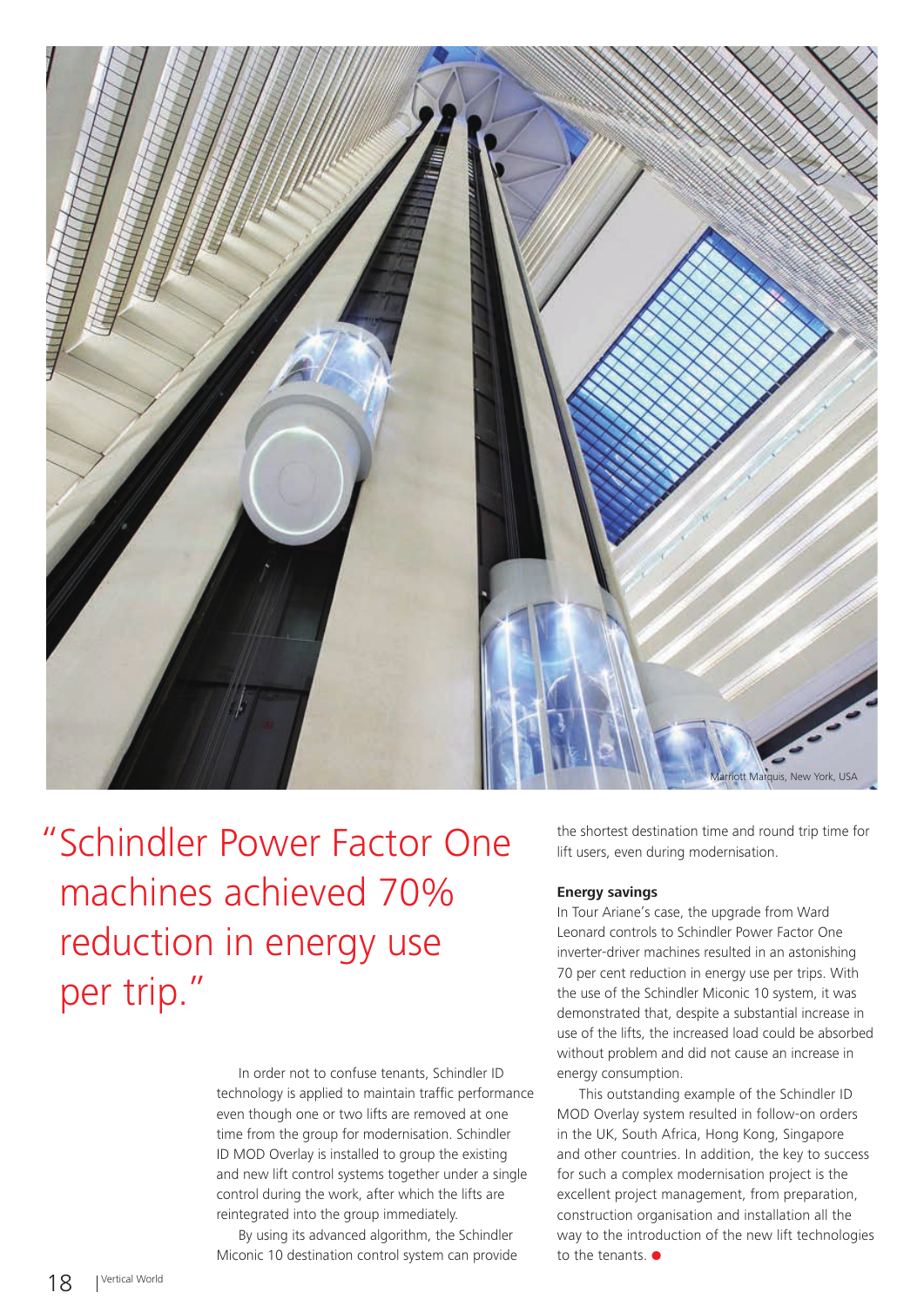Marriott Marquis, New York, USA

> "Schindler Power Factor One machines achieved 70% reduction in energy use per trip."

In order not to confuse tenants, Schindler ID technology is applied to maintain traffic performance even though one or two lifts are removed at one time from the group for modernisation. Schindler ID MOD Overlay is installed to group the existing and new lift control systems together under a single control during the work, after which the lifts are reintegrated into the group immediately.

By using its advanced algorithm, the Schindler Miconic 10 destination control system can provide the shortest destination time and round trip time for lift users, even during modernisation.

**Energy savings**

In Tour Ariane's case, the upgrade from Ward Leonard controls to Schindler Power Factor One inverter-driver machines resulted in an astonishing 70 per cent reduction in energy use per trips. With the use of the Schindler Miconic 10 system, it was demonstrated that, despite a substantial increase in use of the lifts, the increased load could be absorbed without problem and did not cause an increase in energy consumption.

This outstanding example of the Schindler ID MOD Overlay system resulted in follow-on orders in the UK, South Africa, Hong Kong, Singapore and other countries. In addition, the key to success for such a complex modernisation project is the excellent project management, from preparation, construction organisation and installation all the way to the introduction of the new lift technologies to the tenants. ●